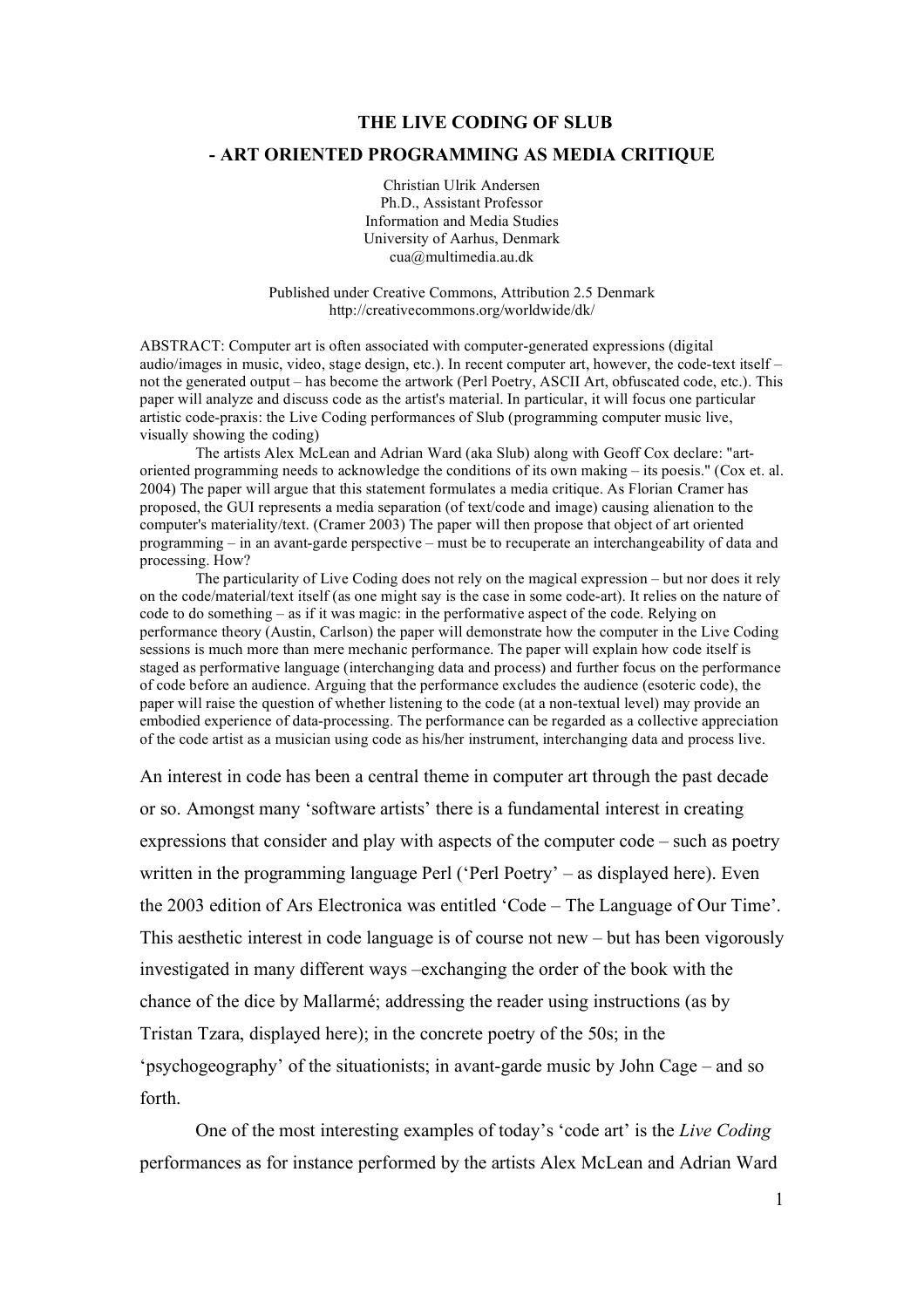# THE LIVE CODING OF SLUB

## - ART ORIENTED PROGRAMMING AS MEDIA CRITIQUE

Christian Ulrik Andersen
Ph.D., Assistant Professor
Information and Media Studies
University of Aarhus, Denmark
cua@multimedia.au.dk

Published under Creative Commons, Attribution 2.5 Denmark
http://creativecommons.org/worldwide/dk/

ABSTRACT: Computer art is often associated with computer-generated expressions (digital audio/images in music, video, stage design, etc.). In recent computer art, however, the code-text itself – not the generated output – has become the artwork (Perl Poetry, ASCII Art, obfuscated code, etc.). This paper will analyze and discuss code as the artist's material. In particular, it will focus one particular artistic code-praxis: the Live Coding performances of Slub (programming computer music live, visually showing the coding)

The artists Alex McLean and Adrian Ward (aka Slub) along with Geoff Cox declare: "art-oriented programming needs to acknowledge the conditions of its own making – its poesis." (Cox et. al. 2004) The paper will argue that this statement formulates a media critique. As Florian Cramer has proposed, the GUI represents a media separation (of text/code and image) causing alienation to the computer's materiality/text. (Cramer 2003) The paper will then propose that object of art oriented programming – in an avant-garde perspective – must be to recuperate an interchangeability of data and processing. How?

The particularity of Live Coding does not rely on the magical expression – but nor does it rely on the code/material/text itself (as one might say is the case in some code-art). It relies on the nature of code to do something – as if it was magic: in the performative aspect of the code. Relying on performance theory (Austin, Carlson) the paper will demonstrate how the computer in the Live Coding sessions is much more than mere mechanic performance. The paper will explain how code itself is staged as performative language (interchanging data and process) and further focus on the performance of code before an audience. Arguing that the performance excludes the audience (esoteric code), the paper will raise the question of whether listening to the code (at a non-textual level) may provide an embodied experience of data-processing. The performance can be regarded as a collective appreciation of the code artist as a musician using code as his/her instrument, interchanging data and process live.

An interest in code has been a central theme in computer art through the past decade or so. Amongst many 'software artists' there is a fundamental interest in creating expressions that consider and play with aspects of the computer code – such as poetry written in the programming language Perl ('Perl Poetry' – as displayed here). Even the 2003 edition of Ars Electronica was entitled 'Code – The Language of Our Time'. This aesthetic interest in code language is of course not new – but has been vigorously investigated in many different ways –exchanging the order of the book with the chance of the dice by Mallarmé; addressing the reader using instructions (as by Tristan Tzara, displayed here); in the concrete poetry of the 50s; in the 'psychogeography' of the situationists; in avant-garde music by John Cage – and so forth.

One of the most interesting examples of today's 'code art' is the *Live Coding* performances as for instance performed by the artists Alex McLean and Adrian Ward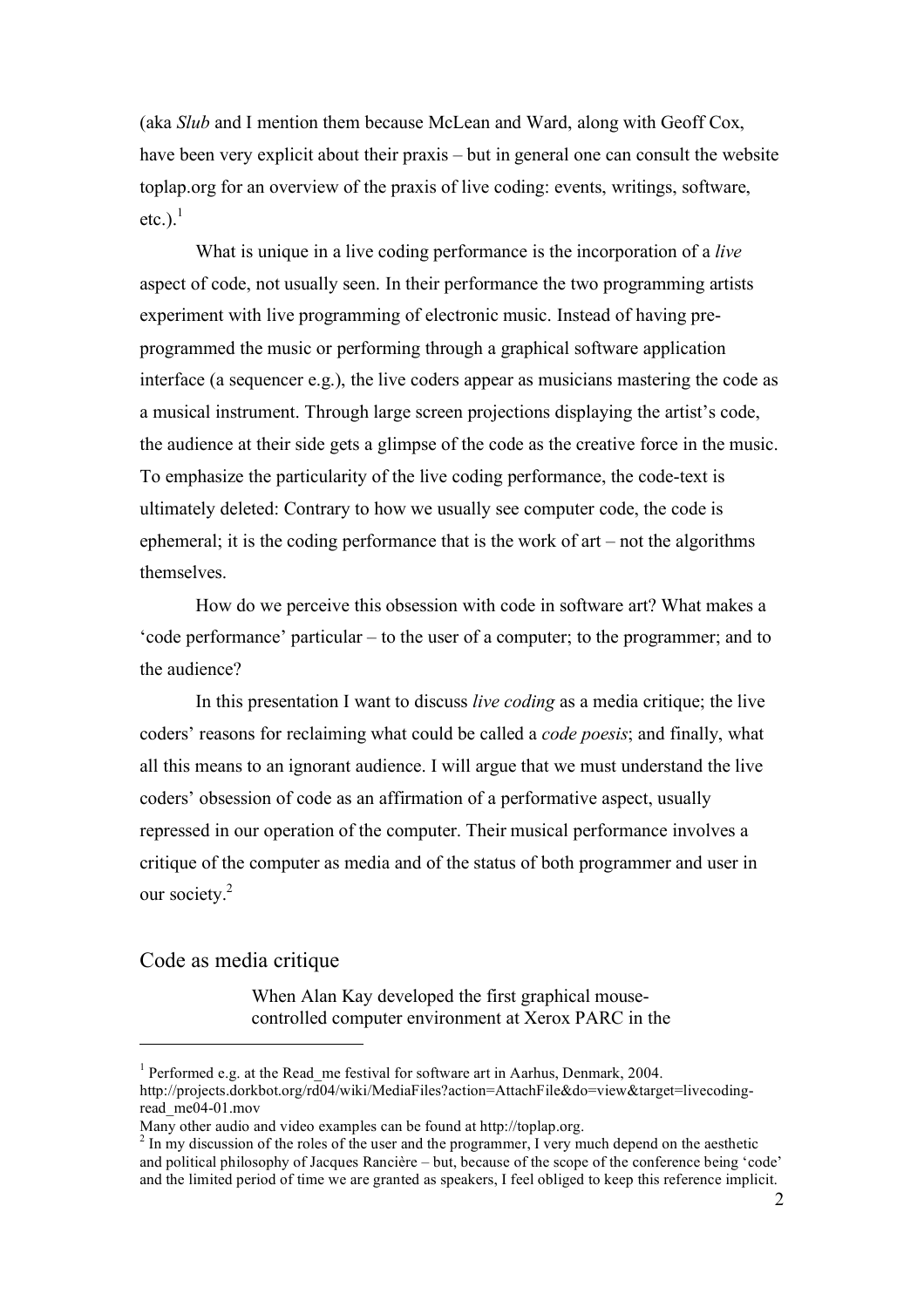(aka *Slub* and I mention them because McLean and Ward, along with Geoff Cox, have been very explicit about their praxis – but in general one can consult the website toplap.org for an overview of the praxis of live coding: events, writings, software, etc.).[1]

What is unique in a live coding performance is the incorporation of a *live* aspect of code, not usually seen. In their performance the two programming artists experiment with live programming of electronic music. Instead of having pre-programmed the music or performing through a graphical software application interface (a sequencer e.g.), the live coders appear as musicians mastering the code as a musical instrument. Through large screen projections displaying the artist's code, the audience at their side gets a glimpse of the code as the creative force in the music. To emphasize the particularity of the live coding performance, the code-text is ultimately deleted: Contrary to how we usually see computer code, the code is ephemeral; it is the coding performance that is the work of art – not the algorithms themselves.

How do we perceive this obsession with code in software art? What makes a 'code performance' particular – to the user of a computer; to the programmer; and to the audience?

In this presentation I want to discuss *live coding* as a media critique; the live coders' reasons for reclaiming what could be called a *code poesis*; and finally, what all this means to an ignorant audience. I will argue that we must understand the live coders' obsession of code as an affirmation of a performative aspect, usually repressed in our operation of the computer. Their musical performance involves a critique of the computer as media and of the status of both programmer and user in our society.[2]

## Code as media critique

> When Alan Kay developed the first graphical mouse-controlled computer environment at Xerox PARC in the

---

[1] Performed e.g. at the Read_me festival for software art in Aarhus, Denmark, 2004. http://projects.dorkbot.org/rd04/wiki/MediaFiles?action=AttachFile&do=view&target=livecoding-read_me04-01.mov
Many other audio and video examples can be found at http://toplap.org.

[2] In my discussion of the roles of the user and the programmer, I very much depend on the aesthetic and political philosophy of Jacques Rancière – but, because of the scope of the conference being 'code' and the limited period of time we are granted as speakers, I feel obliged to keep this reference implicit.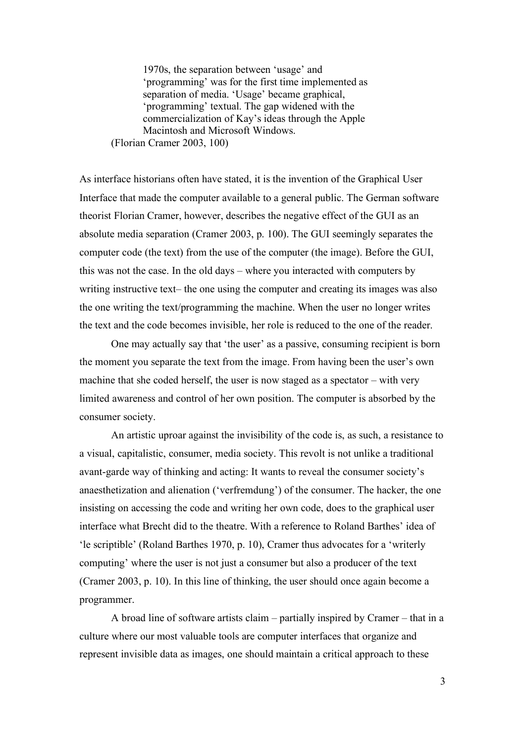> 1970s, the separation between 'usage' and 'programming' was for the first time implemented as separation of media. 'Usage' became graphical, 'programming' textual. The gap widened with the commercialization of Kay's ideas through the Apple Macintosh and Microsoft Windows.
>
> (Florian Cramer 2003, 100)

As interface historians often have stated, it is the invention of the Graphical User Interface that made the computer available to a general public. The German software theorist Florian Cramer, however, describes the negative effect of the GUI as an absolute media separation (Cramer 2003, p. 100). The GUI seemingly separates the computer code (the text) from the use of the computer (the image). Before the GUI, this was not the case. In the old days – where you interacted with computers by writing instructive text– the one using the computer and creating its images was also the one writing the text/programming the machine. When the user no longer writes the text and the code becomes invisible, her role is reduced to the one of the reader.

One may actually say that 'the user' as a passive, consuming recipient is born the moment you separate the text from the image. From having been the user's own machine that she coded herself, the user is now staged as a spectator – with very limited awareness and control of her own position. The computer is absorbed by the consumer society.

An artistic uproar against the invisibility of the code is, as such, a resistance to a visual, capitalistic, consumer, media society. This revolt is not unlike a traditional avant-garde way of thinking and acting: It wants to reveal the consumer society's anaesthetization and alienation ('verfremdung') of the consumer. The hacker, the one insisting on accessing the code and writing her own code, does to the graphical user interface what Brecht did to the theatre. With a reference to Roland Barthes' idea of 'le scriptible' (Roland Barthes 1970, p. 10), Cramer thus advocates for a 'writerly computing' where the user is not just a consumer but also a producer of the text (Cramer 2003, p. 10). In this line of thinking, the user should once again become a programmer.

A broad line of software artists claim – partially inspired by Cramer – that in a culture where our most valuable tools are computer interfaces that organize and represent invisible data as images, one should maintain a critical approach to these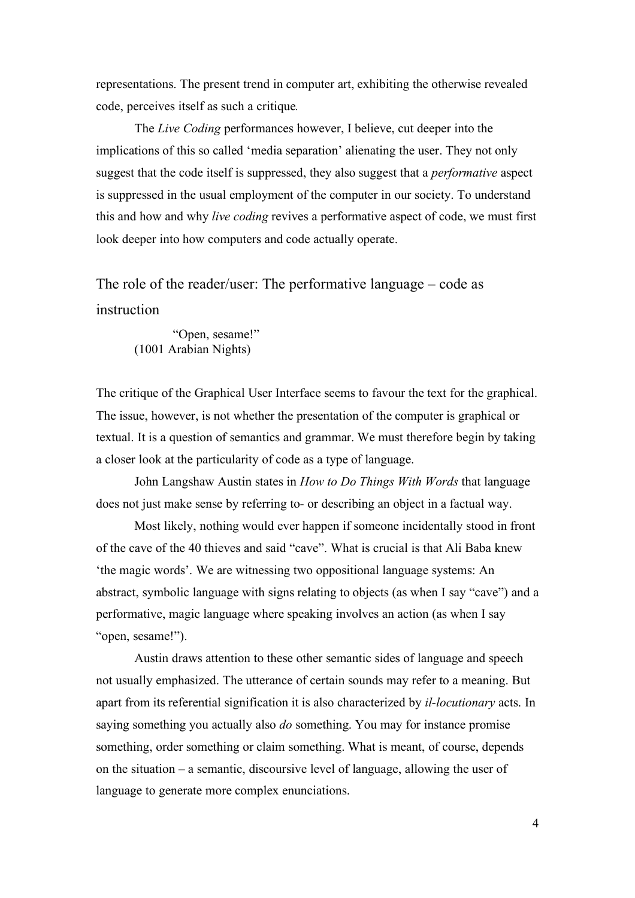representations. The present trend in computer art, exhibiting the otherwise revealed code, perceives itself as such a critique.

The *Live Coding* performances however, I believe, cut deeper into the implications of this so called 'media separation' alienating the user. They not only suggest that the code itself is suppressed, they also suggest that a *performative* aspect is suppressed in the usual employment of the computer in our society. To understand this and how and why *live coding* revives a performative aspect of code, we must first look deeper into how computers and code actually operate.

## The role of the reader/user: The performative language – code as instruction

> "Open, sesame!"
> (1001 Arabian Nights)

The critique of the Graphical User Interface seems to favour the text for the graphical. The issue, however, is not whether the presentation of the computer is graphical or textual. It is a question of semantics and grammar. We must therefore begin by taking a closer look at the particularity of code as a type of language.

John Langshaw Austin states in *How to Do Things With Words* that language does not just make sense by referring to- or describing an object in a factual way.

Most likely, nothing would ever happen if someone incidentally stood in front of the cave of the 40 thieves and said "cave". What is crucial is that Ali Baba knew 'the magic words'. We are witnessing two oppositional language systems: An abstract, symbolic language with signs relating to objects (as when I say "cave") and a performative, magic language where speaking involves an action (as when I say "open, sesame!").

Austin draws attention to these other semantic sides of language and speech not usually emphasized. The utterance of certain sounds may refer to a meaning. But apart from its referential signification it is also characterized by *il-locutionary* acts. In saying something you actually also *do* something. You may for instance promise something, order something or claim something. What is meant, of course, depends on the situation – a semantic, discoursive level of language, allowing the user of language to generate more complex enunciations.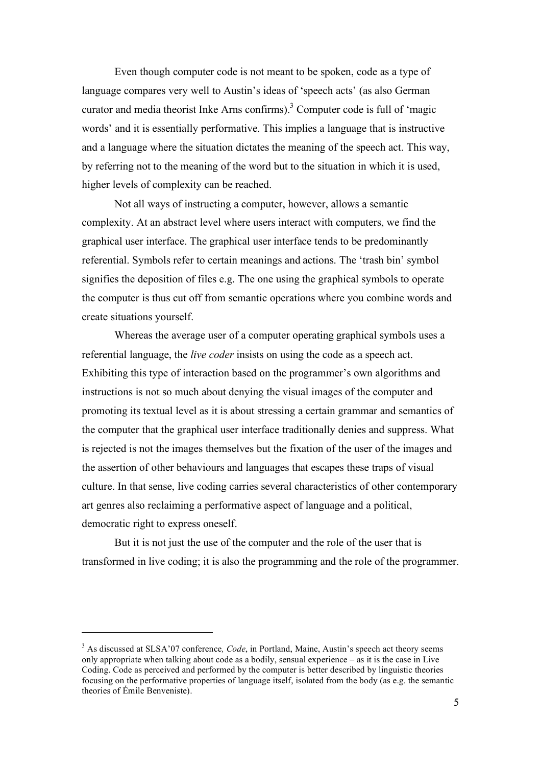Even though computer code is not meant to be spoken, code as a type of language compares very well to Austin's ideas of 'speech acts' (as also German curator and media theorist Inke Arns confirms).[3] Computer code is full of 'magic words' and it is essentially performative. This implies a language that is instructive and a language where the situation dictates the meaning of the speech act. This way, by referring not to the meaning of the word but to the situation in which it is used, higher levels of complexity can be reached.

Not all ways of instructing a computer, however, allows a semantic complexity. At an abstract level where users interact with computers, we find the graphical user interface. The graphical user interface tends to be predominantly referential. Symbols refer to certain meanings and actions. The 'trash bin' symbol signifies the deposition of files e.g. The one using the graphical symbols to operate the computer is thus cut off from semantic operations where you combine words and create situations yourself.

Whereas the average user of a computer operating graphical symbols uses a referential language, the *live coder* insists on using the code as a speech act. Exhibiting this type of interaction based on the programmer's own algorithms and instructions is not so much about denying the visual images of the computer and promoting its textual level as it is about stressing a certain grammar and semantics of the computer that the graphical user interface traditionally denies and suppress. What is rejected is not the images themselves but the fixation of the user of the images and the assertion of other behaviours and languages that escapes these traps of visual culture. In that sense, live coding carries several characteristics of other contemporary art genres also reclaiming a performative aspect of language and a political, democratic right to express oneself.

But it is not just the use of the computer and the role of the user that is transformed in live coding; it is also the programming and the role of the programmer.

---

[3] As discussed at SLSA'07 conference*, Code*, in Portland, Maine, Austin's speech act theory seems only appropriate when talking about code as a bodily, sensual experience – as it is the case in Live Coding. Code as perceived and performed by the computer is better described by linguistic theories focusing on the performative properties of language itself, isolated from the body (as e.g. the semantic theories of Émile Benveniste).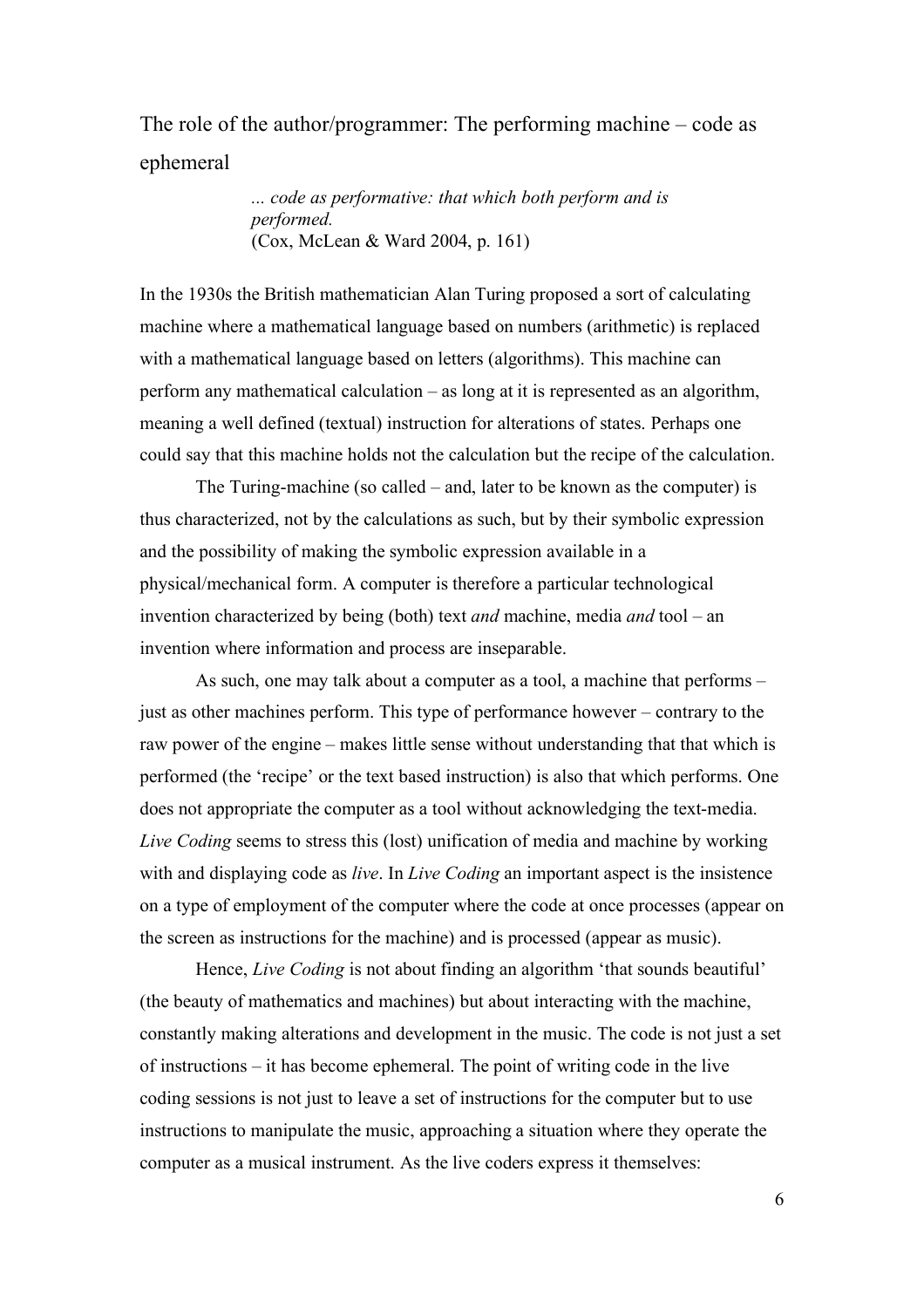## The role of the author/programmer: The performing machine – code as ephemeral

> *... code as performative: that which both perform and is performed.*
> (Cox, McLean & Ward 2004, p. 161)

In the 1930s the British mathematician Alan Turing proposed a sort of calculating machine where a mathematical language based on numbers (arithmetic) is replaced with a mathematical language based on letters (algorithms). This machine can perform any mathematical calculation – as long at it is represented as an algorithm, meaning a well defined (textual) instruction for alterations of states. Perhaps one could say that this machine holds not the calculation but the recipe of the calculation.

The Turing-machine (so called – and, later to be known as the computer) is thus characterized, not by the calculations as such, but by their symbolic expression and the possibility of making the symbolic expression available in a physical/mechanical form. A computer is therefore a particular technological invention characterized by being (both) text *and* machine, media *and* tool – an invention where information and process are inseparable.

As such, one may talk about a computer as a tool, a machine that performs – just as other machines perform. This type of performance however – contrary to the raw power of the engine – makes little sense without understanding that that which is performed (the 'recipe' or the text based instruction) is also that which performs. One does not appropriate the computer as a tool without acknowledging the text-media. *Live Coding* seems to stress this (lost) unification of media and machine by working with and displaying code as *live*. In *Live Coding* an important aspect is the insistence on a type of employment of the computer where the code at once processes (appear on the screen as instructions for the machine) and is processed (appear as music).

Hence, *Live Coding* is not about finding an algorithm 'that sounds beautiful' (the beauty of mathematics and machines) but about interacting with the machine, constantly making alterations and development in the music. The code is not just a set of instructions – it has become ephemeral. The point of writing code in the live coding sessions is not just to leave a set of instructions for the computer but to use instructions to manipulate the music, approaching a situation where they operate the computer as a musical instrument. As the live coders express it themselves: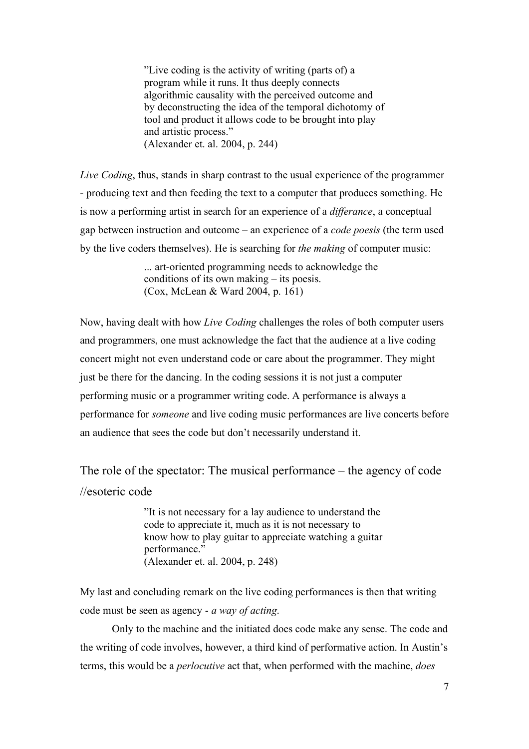> ”Live coding is the activity of writing (parts of) a program while it runs. It thus deeply connects algorithmic causality with the perceived outcome and by deconstructing the idea of the temporal dichotomy of tool and product it allows code to be brought into play and artistic process.”
> (Alexander et. al. 2004, p. 244)

*Live Coding*, thus, stands in sharp contrast to the usual experience of the programmer - producing text and then feeding the text to a computer that produces something. He is now a performing artist in search for an experience of a *differance*, a conceptual gap between instruction and outcome – an experience of a *code poesis* (the term used by the live coders themselves). He is searching for *the making* of computer music:

> ... art-oriented programming needs to acknowledge the conditions of its own making – its poesis.
> (Cox, McLean & Ward 2004, p. 161)

Now, having dealt with how *Live Coding* challenges the roles of both computer users and programmers, one must acknowledge the fact that the audience at a live coding concert might not even understand code or care about the programmer. They might just be there for the dancing. In the coding sessions it is not just a computer performing music or a programmer writing code. A performance is always a performance for *someone* and live coding music performances are live concerts before an audience that sees the code but don't necessarily understand it.

## The role of the spectator: The musical performance – the agency of code //esoteric code

> ”It is not necessary for a lay audience to understand the code to appreciate it, much as it is not necessary to know how to play guitar to appreciate watching a guitar performance.”
> (Alexander et. al. 2004, p. 248)

My last and concluding remark on the live coding performances is then that writing code must be seen as agency - *a way of acting*.

Only to the machine and the initiated does code make any sense. The code and the writing of code involves, however, a third kind of performative action. In Austin's terms, this would be a *perlocutive* act that, when performed with the machine, *does*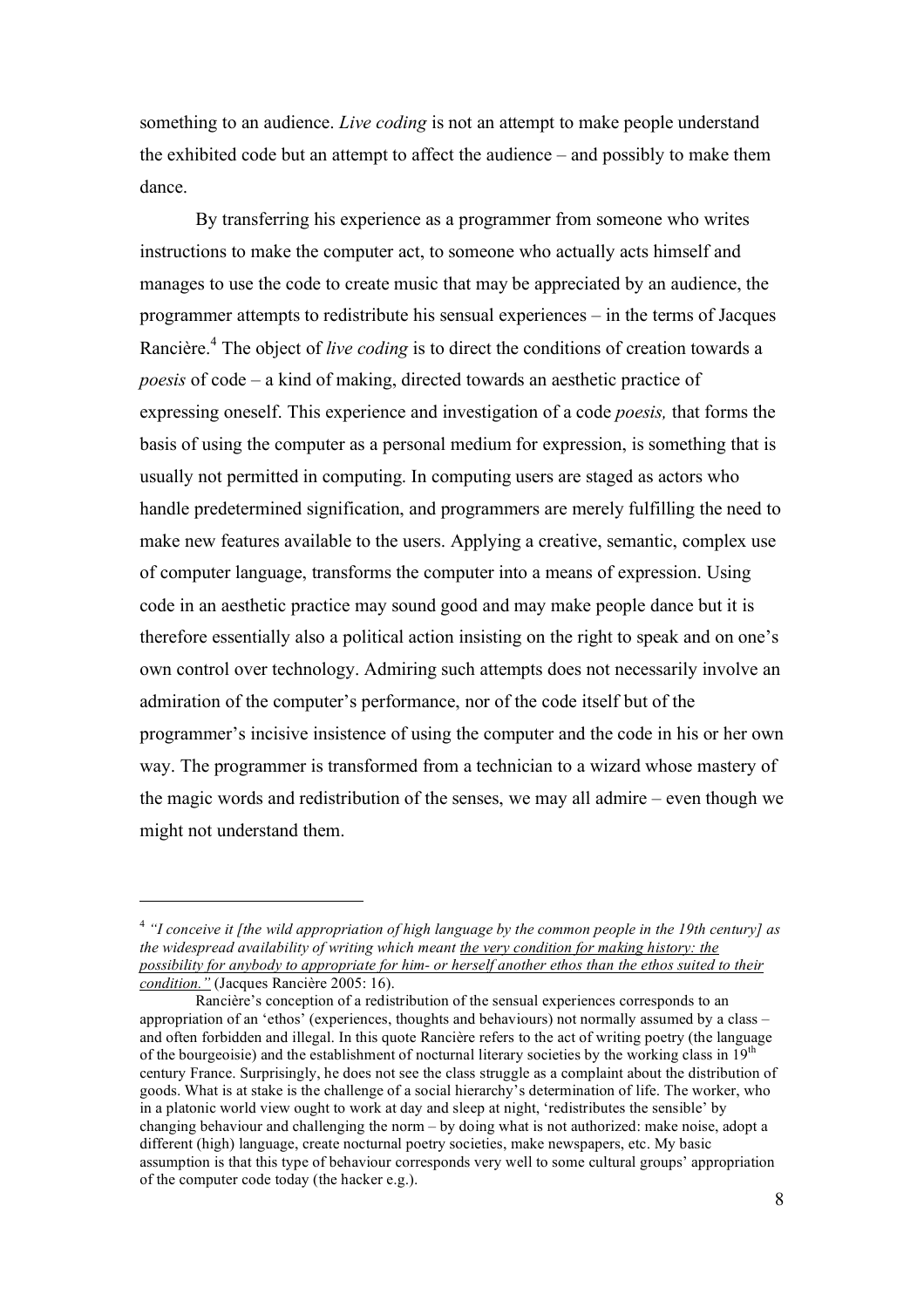something to an audience. *Live coding* is not an attempt to make people understand the exhibited code but an attempt to affect the audience – and possibly to make them dance.

By transferring his experience as a programmer from someone who writes instructions to make the computer act, to someone who actually acts himself and manages to use the code to create music that may be appreciated by an audience, the programmer attempts to redistribute his sensual experiences – in the terms of Jacques Rancière.[4] The object of *live coding* is to direct the conditions of creation towards a *poesis* of code – a kind of making, directed towards an aesthetic practice of expressing oneself. This experience and investigation of a code *poesis,* that forms the basis of using the computer as a personal medium for expression, is something that is usually not permitted in computing. In computing users are staged as actors who handle predetermined signification, and programmers are merely fulfilling the need to make new features available to the users. Applying a creative, semantic, complex use of computer language, transforms the computer into a means of expression. Using code in an aesthetic practice may sound good and may make people dance but it is therefore essentially also a political action insisting on the right to speak and on one's own control over technology. Admiring such attempts does not necessarily involve an admiration of the computer's performance, nor of the code itself but of the programmer's incisive insistence of using the computer and the code in his or her own way. The programmer is transformed from a technician to a wizard whose mastery of the magic words and redistribution of the senses, we may all admire – even though we might not understand them.

---

[4] *"I conceive it [the wild appropriation of high language by the common people in the 19th century] as the widespread availability of writing which meant the very condition for making history: the possibility for anybody to appropriate for him- or herself another ethos than the ethos suited to their condition."* (Jacques Rancière 2005: 16).

Rancière's conception of a redistribution of the sensual experiences corresponds to an appropriation of an 'ethos' (experiences, thoughts and behaviours) not normally assumed by a class – and often forbidden and illegal. In this quote Rancière refers to the act of writing poetry (the language of the bourgeoisie) and the establishment of nocturnal literary societies by the working class in 19th century France. Surprisingly, he does not see the class struggle as a complaint about the distribution of goods. What is at stake is the challenge of a social hierarchy's determination of life. The worker, who in a platonic world view ought to work at day and sleep at night, 'redistributes the sensible' by changing behaviour and challenging the norm – by doing what is not authorized: make noise, adopt a different (high) language, create nocturnal poetry societies, make newspapers, etc. My basic assumption is that this type of behaviour corresponds very well to some cultural groups' appropriation of the computer code today (the hacker e.g.).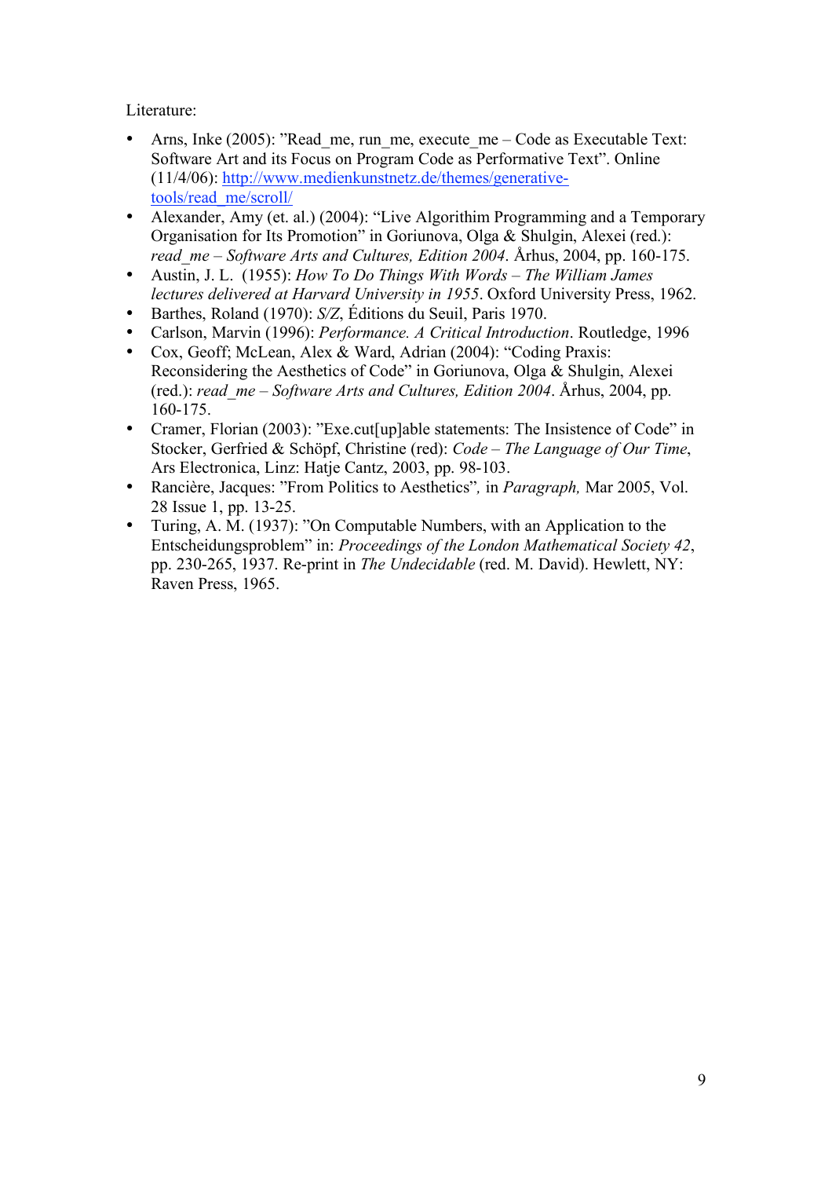Literature:

- Arns, Inke (2005): "Read_me, run_me, execute_me – Code as Executable Text: Software Art and its Focus on Program Code as Performative Text". Online (11/4/06): http://www.medienkunstnetz.de/themes/generative-tools/read_me/scroll/
- Alexander, Amy (et. al.) (2004): "Live Algorithim Programming and a Temporary Organisation for Its Promotion" in Goriunova, Olga & Shulgin, Alexei (red.): *read_me – Software Arts and Cultures, Edition 2004*. Århus, 2004, pp. 160-175.
- Austin, J. L. (1955): *How To Do Things With Words – The William James lectures delivered at Harvard University in 1955*. Oxford University Press, 1962.
- Barthes, Roland (1970): *S/Z*, Éditions du Seuil, Paris 1970.
- Carlson, Marvin (1996): *Performance. A Critical Introduction*. Routledge, 1996
- Cox, Geoff; McLean, Alex & Ward, Adrian (2004): "Coding Praxis: Reconsidering the Aesthetics of Code" in Goriunova, Olga & Shulgin, Alexei (red.): *read_me – Software Arts and Cultures, Edition 2004*. Århus, 2004, pp. 160-175.
- Cramer, Florian (2003): "Exe.cut[up]able statements: The Insistence of Code" in Stocker, Gerfried & Schöpf, Christine (red): *Code – The Language of Our Time*, Ars Electronica, Linz: Hatje Cantz, 2003, pp. 98-103.
- Rancière, Jacques: "From Politics to Aesthetics", in *Paragraph,* Mar 2005, Vol. 28 Issue 1, pp. 13-25.
- Turing, A. M. (1937): "On Computable Numbers, with an Application to the Entscheidungsproblem" in: *Proceedings of the London Mathematical Society 42*, pp. 230-265, 1937. Re-print in *The Undecidable* (red. M. David). Hewlett, NY: Raven Press, 1965.